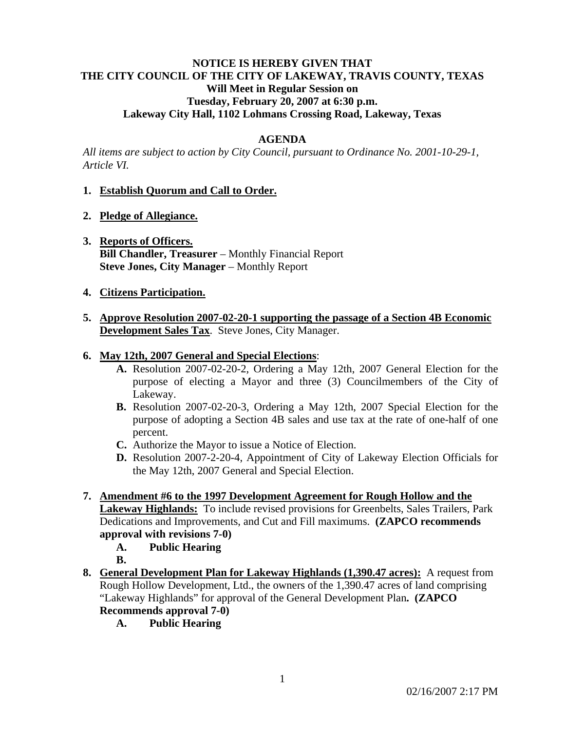**NOTICE IS HEREBY GIVEN THAT**
**THE CITY COUNCIL OF THE CITY OF LAKEWAY, TRAVIS COUNTY, TEXAS**
**Will Meet in Regular Session on**
**Tuesday, February 20, 2007 at 6:30 p.m.**
**Lakeway City Hall, 1102 Lohmans Crossing Road, Lakeway, Texas**

## AGENDA

*All items are subject to action by City Council, pursuant to Ordinance No. 2001-10-29-1, Article VI.*

1. **Establish Quorum and Call to Order.**

2. **Pledge of Allegiance.**

3. **Reports of Officers.**
   **Bill Chandler, Treasurer** – Monthly Financial Report
   **Steve Jones, City Manager** – Monthly Report

4. **Citizens Participation.**

5. **Approve Resolution 2007-02-20-1 supporting the passage of a Section 4B Economic Development Sales Tax**. Steve Jones, City Manager.

6. **May 12th, 2007 General and Special Elections**:
   - **A.** Resolution 2007-02-20-2, Ordering a May 12th, 2007 General Election for the purpose of electing a Mayor and three (3) Councilmembers of the City of Lakeway.
   - **B.** Resolution 2007-02-20-3, Ordering a May 12th, 2007 Special Election for the purpose of adopting a Section 4B sales and use tax at the rate of one-half of one percent.
   - **C.** Authorize the Mayor to issue a Notice of Election.
   - **D.** Resolution 2007-2-20-4, Appointment of City of Lakeway Election Officials for the May 12th, 2007 General and Special Election.

7. **Amendment #6 to the 1997 Development Agreement for Rough Hollow and the Lakeway Highlands:** To include revised provisions for Greenbelts, Sales Trailers, Park Dedications and Improvements, and Cut and Fill maximums. **(ZAPCO recommends approval with revisions 7-0)**
   - **A. Public Hearing**
   - **B.**

8. **General Development Plan for Lakeway Highlands (1,390.47 acres):** A request from Rough Hollow Development, Ltd., the owners of the 1,390.47 acres of land comprising "Lakeway Highlands" for approval of the General Development Plan**. (ZAPCO Recommends approval 7-0)**
   - **A. Public Hearing**

02/16/2007 2:17 PM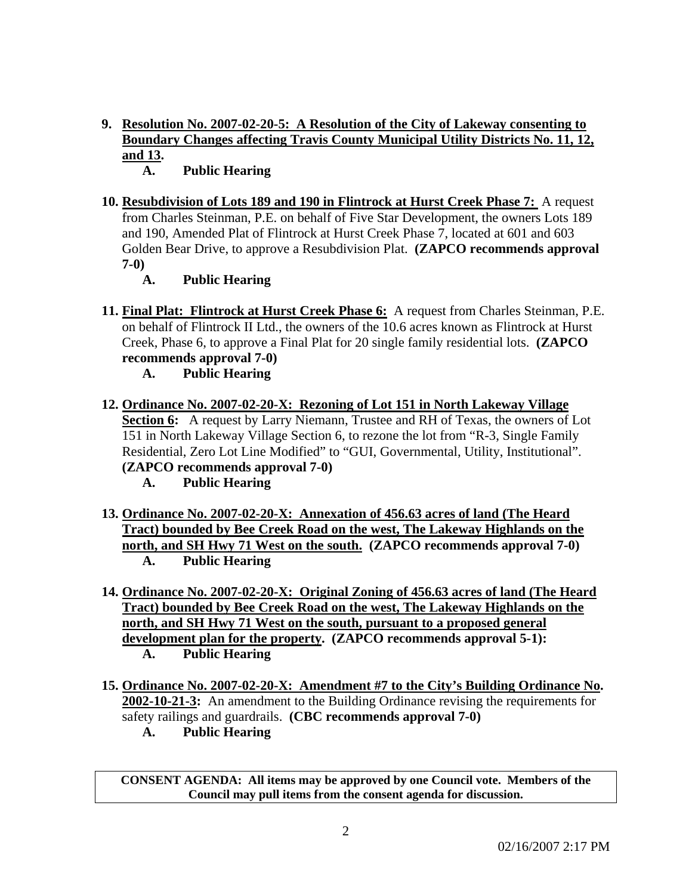9. **Resolution No. 2007-02-20-5: A Resolution of the City of Lakeway consenting to Boundary Changes affecting Travis County Municipal Utility Districts No. 11, 12, and 13.**
   - **A. Public Hearing**

10. **Resubdivision of Lots 189 and 190 in Flintrock at Hurst Creek Phase 7:** A request from Charles Steinman, P.E. on behalf of Five Star Development, the owners Lots 189 and 190, Amended Plat of Flintrock at Hurst Creek Phase 7, located at 601 and 603 Golden Bear Drive, to approve a Resubdivision Plat. **(ZAPCO recommends approval 7-0)**
    - **A. Public Hearing**

11. **Final Plat: Flintrock at Hurst Creek Phase 6:** A request from Charles Steinman, P.E. on behalf of Flintrock II Ltd., the owners of the 10.6 acres known as Flintrock at Hurst Creek, Phase 6, to approve a Final Plat for 20 single family residential lots. **(ZAPCO recommends approval 7-0)**
    - **A. Public Hearing**

12. **Ordinance No. 2007-02-20-X: Rezoning of Lot 151 in North Lakeway Village Section 6:** A request by Larry Niemann, Trustee and RH of Texas, the owners of Lot 151 in North Lakeway Village Section 6, to rezone the lot from "R-3, Single Family Residential, Zero Lot Line Modified" to "GUI, Governmental, Utility, Institutional". **(ZAPCO recommends approval 7-0)**
    - **A. Public Hearing**

13. **Ordinance No. 2007-02-20-X: Annexation of 456.63 acres of land (The Heard Tract) bounded by Bee Creek Road on the west, The Lakeway Highlands on the north, and SH Hwy 71 West on the south. (ZAPCO recommends approval 7-0)**
    - **A. Public Hearing**

14. **Ordinance No. 2007-02-20-X: Original Zoning of 456.63 acres of land (The Heard Tract) bounded by Bee Creek Road on the west, The Lakeway Highlands on the north, and SH Hwy 71 West on the south, pursuant to a proposed general development plan for the property. (ZAPCO recommends approval 5-1):**
    - **A. Public Hearing**

15. **Ordinance No. 2007-02-20-X: Amendment #7 to the City's Building Ordinance No. 2002-10-21-3:** An amendment to the Building Ordinance revising the requirements for safety railings and guardrails. **(CBC recommends approval 7-0)**
    - **A. Public Hearing**

**CONSENT AGENDA: All items may be approved by one Council vote. Members of the Council may pull items from the consent agenda for discussion.**

02/16/2007 2:17 PM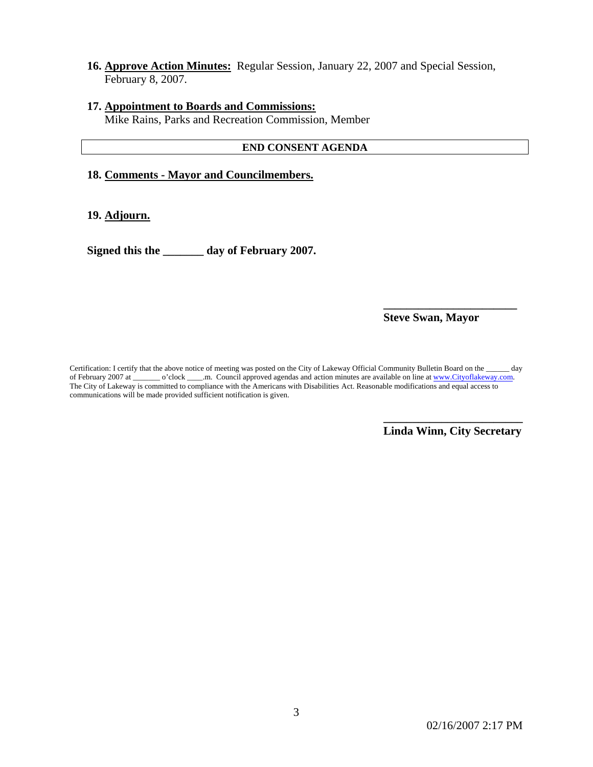16. **Approve Action Minutes:** Regular Session, January 22, 2007 and Special Session, February 8, 2007.

17. **Appointment to Boards and Commissions:**
Mike Rains, Parks and Recreation Commission, Member

| **END CONSENT AGENDA** |
|---|

18. **Comments - Mayor and Councilmembers.**

19. **Adjourn.**

**Signed this the _______ day of February 2007.**

_______________________
**Steve Swan, Mayor**

Certification: I certify that the above notice of meeting was posted on the City of Lakeway Official Community Bulletin Board on the ______ day of February 2007 at _______ o'clock ____.m. Council approved agendas and action minutes are available on line at www.Cityoflakeway.com. The City of Lakeway is committed to compliance with the Americans with Disabilities Act. Reasonable modifications and equal access to communications will be made provided sufficient notification is given.

_______________________
**Linda Winn, City Secretary**

02/16/2007 2:17 PM